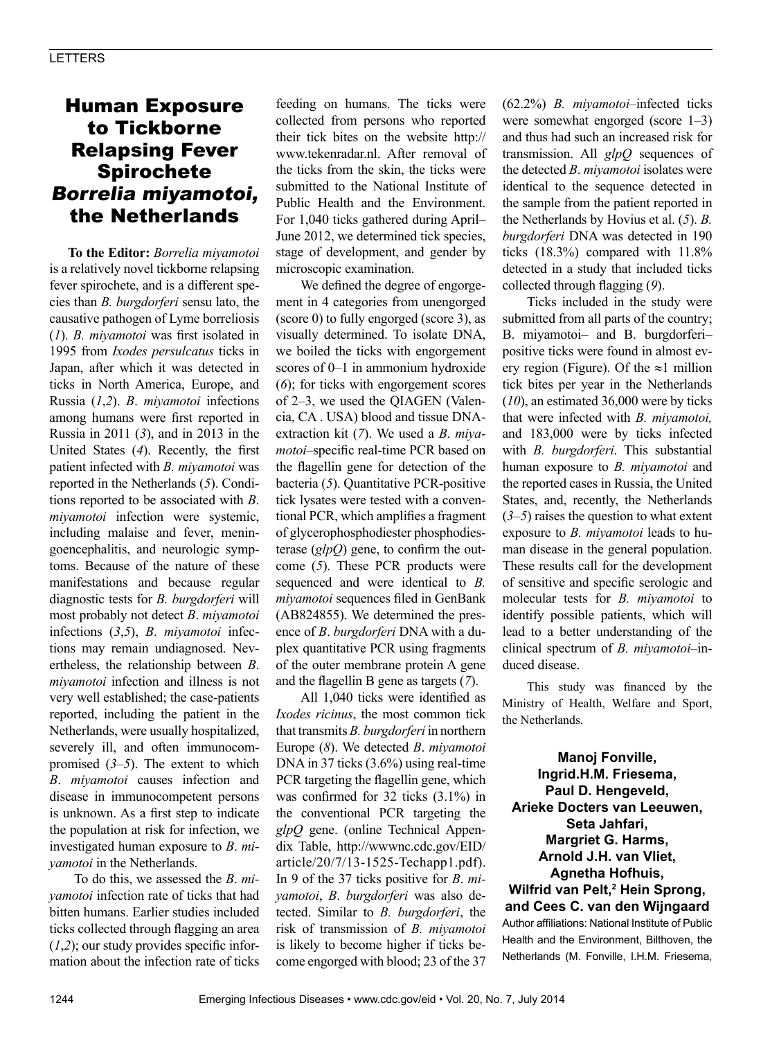# Human Exposure to Tickborne Relapsing Fever Spirochete *Borrelia miyamotoi*, the Netherlands

**To the Editor:** *Borrelia miyamotoi* is a relatively novel tickborne relapsing fever spirochete, and is a different species than *B. burgdorferi* sensu lato, the causative pathogen of Lyme borreliosis (*1*). *B. miyamotoi* was first isolated in 1995 from *Ixodes persulcatus* ticks in Japan, after which it was detected in ticks in North America, Europe, and Russia (*1*,*2*). *B*. *miyamotoi* infections among humans were first reported in Russia in 2011 (*3*), and in 2013 in the United States (*4*). Recently, the first patient infected with *B. miyamotoi* was reported in the Netherlands (*5*). Conditions reported to be associated with *B*. *miyamotoi* infection were systemic, including malaise and fever, meningoencephalitis, and neurologic symptoms. Because of the nature of these manifestations and because regular diagnostic tests for *B. burgdorferi* will most probably not detect *B*. *miyamotoi* infections (*3*,*5*), *B*. *miyamotoi* infections may remain undiagnosed. Nevertheless, the relationship between *B*. *miyamotoi* infection and illness is not very well established; the case-patients reported, including the patient in the Netherlands, were usually hospitalized, severely ill, and often immunocompromised (*3*–*5*). The extent to which *B*. *miyamotoi* causes infection and disease in immunocompetent persons is unknown. As a first step to indicate the population at risk for infection, we investigated human exposure to *B*. *miyamotoi* in the Netherlands.

To do this, we assessed the *B*. *miyamotoi* infection rate of ticks that had bitten humans. Earlier studies included ticks collected through flagging an area (*1*,*2*); our study provides specific information about the infection rate of ticks feeding on humans. The ticks were collected from persons who reported their tick bites on the website http://www.tekenradar.nl. After removal of the ticks from the skin, the ticks were submitted to the National Institute of Public Health and the Environment. For 1,040 ticks gathered during April–June 2012, we determined tick species, stage of development, and gender by microscopic examination.

We defined the degree of engorgement in 4 categories from unengorged (score 0) to fully engorged (score 3), as visually determined. To isolate DNA, we boiled the ticks with engorgement scores of 0–1 in ammonium hydroxide (*6*); for ticks with engorgement scores of 2–3, we used the QIAGEN (Valencia, CA . USA) blood and tissue DNA-extraction kit (*7*). We used a *B*. *miyamotoi*–specific real-time PCR based on the flagellin gene for detection of the bacteria (*5*). Quantitative PCR-positive tick lysates were tested with a conventional PCR, which amplifies a fragment of glycerophosphodiester phosphodiesterase (*glpQ*) gene, to confirm the outcome (*5*). These PCR products were sequenced and were identical to *B. miyamotoi* sequences filed in GenBank (AB824855). We determined the presence of *B*. *burgdorferi* DNA with a duplex quantitative PCR using fragments of the outer membrane protein A gene and the flagellin B gene as targets (*7*).

All 1,040 ticks were identified as *Ixodes ricinus*, the most common tick that transmits *B. burgdorferi* in northern Europe (*8*). We detected *B*. *miyamotoi* DNA in 37 ticks (3.6%) using real-time PCR targeting the flagellin gene, which was confirmed for 32 ticks (3.1%) in the conventional PCR targeting the *glpQ* gene. (online Technical Appendix Table, http://wwwnc.cdc.gov/EID/article/20/7/13-1525-Techapp1.pdf). In 9 of the 37 ticks positive for *B*. *miyamotoi*, *B*. *burgdorferi* was also detected. Similar to *B*. *burgdorferi*, the risk of transmission of *B*. *miyamotoi* is likely to become higher if ticks become engorged with blood; 23 of the 37 (62.2%) *B. miyamotoi*–infected ticks were somewhat engorged (score 1–3) and thus had such an increased risk for transmission. All *glpQ* sequences of the detected *B*. *miyamotoi* isolates were identical to the sequence detected in the sample from the patient reported in the Netherlands by Hovius et al. (*5*). *B*. *burgdorferi* DNA was detected in 190 ticks (18.3%) compared with 11.8% detected in a study that included ticks collected through flagging (*9*).

Ticks included in the study were submitted from all parts of the country; B. miyamotoi– and B. burgdorferi–positive ticks were found in almost every region (Figure). Of the ≈1 million tick bites per year in the Netherlands (*10*), an estimated 36,000 were by ticks that were infected with *B. miyamotoi,* and 183,000 were by ticks infected with *B. burgdorferi*. This substantial human exposure to *B. miyamotoi* and the reported cases in Russia, the United States, and, recently, the Netherlands (*3*–*5*) raises the question to what extent exposure to *B. miyamotoi* leads to human disease in the general population. These results call for the development of sensitive and specific serologic and molecular tests for *B. miyamotoi* to identify possible patients, which will lead to a better understanding of the clinical spectrum of *B. miyamotoi*–induced disease.

This study was financed by the Ministry of Health, Welfare and Sport, the Netherlands.

**Manoj Fonville, Ingrid.H.M. Friesema, Paul D. Hengeveld, Arieke Docters van Leeuwen, Seta Jahfari, Margriet G. Harms, Arnold J.H. van Vliet, Agnetha Hofhuis, Wilfrid van Pelt,[2] Hein Sprong, and Cees C. van den Wijngaard**

Author affiliations: National Institute of Public Health and the Environment, Bilthoven, the Netherlands (M. Fonville, I.H.M. Friesema,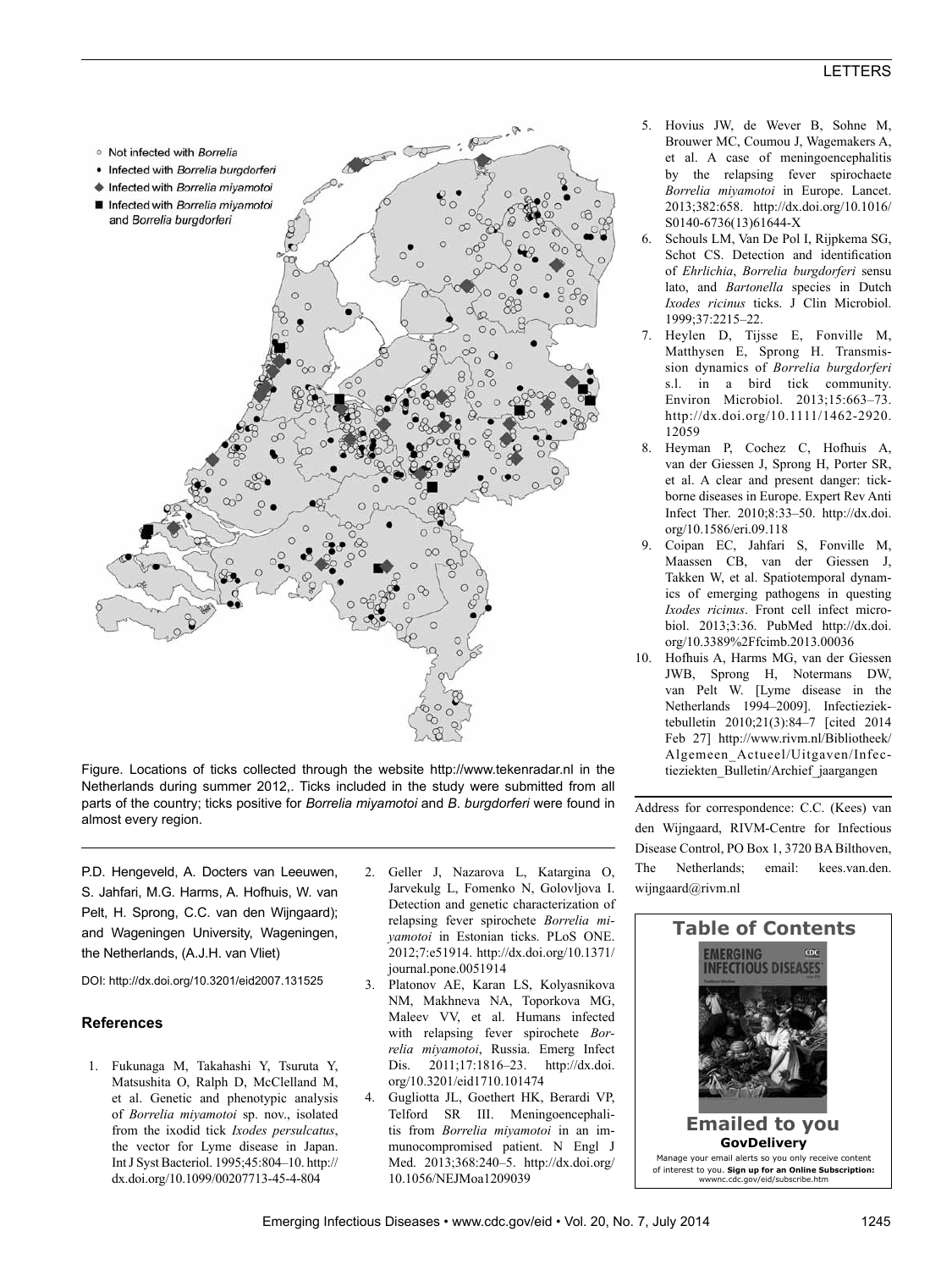Figure. Locations of ticks collected through the website http://www.tekenradar.nl in the Netherlands during summer 2012,. Ticks included in the study were submitted from all parts of the country; ticks positive for *Borrelia miyamotoi* and *B. burgdorferi* were found in almost every region.

P.D. Hengeveld, A. Docters van Leeuwen, S. Jahfari, M.G. Harms, A. Hofhuis, W. van Pelt, H. Sprong, C.C. van den Wijngaard); and Wageningen University, Wageningen, the Netherlands, (A.J.H. van Vliet)

DOI: http://dx.doi.org/10.3201/eid2007.131525

### References

1. Fukunaga M, Takahashi Y, Tsuruta Y, Matsushita O, Ralph D, McClelland M, et al. Genetic and phenotypic analysis of *Borrelia miyamotoi* sp. nov., isolated from the ixodid tick *Ixodes persulcatus*, the vector for Lyme disease in Japan. Int J Syst Bacteriol. 1995;45:804–10. http://dx.doi.org/10.1099/00207713-45-4-804
2. Geller J, Nazarova L, Katargina O, Jarvekulg L, Fomenko N, Golovljova I. Detection and genetic characterization of relapsing fever spirochete *Borrelia miyamotoi* in Estonian ticks. PLoS ONE. 2012;7:e51914. http://dx.doi.org/10.1371/journal.pone.0051914
3. Platonov AE, Karan LS, Kolyasnikova NM, Makhneva NA, Toporkova MG, Maleev VV, et al. Humans infected with relapsing fever spirochete *Borrelia miyamotoi*, Russia. Emerg Infect Dis. 2011;17:1816–23. http://dx.doi.org/10.3201/eid1710.101474
4. Gugliotta JL, Goethert HK, Berardi VP, Telford SR III. Meningoencephalitis from *Borrelia miyamotoi* in an immunocompromised patient. N Engl J Med. 2013;368:240–5. http://dx.doi.org/10.1056/NEJMoa1209039
5. Hovius JW, de Wever B, Sohne M, Brouwer MC, Coumou J, Wagemakers A, et al. A case of meningoencephalitis by the relapsing fever spirochaete *Borrelia miyamotoi* in Europe. Lancet. 2013;382:658. http://dx.doi.org/10.1016/S0140-6736(13)61644-X
6. Schouls LM, Van De Pol I, Rijpkema SG, Schot CS. Detection and identification of *Ehrlichia*, *Borrelia burgdorferi* sensu lato, and *Bartonella* species in Dutch *Ixodes ricinus* ticks. J Clin Microbiol. 1999;37:2215–22.
7. Heylen D, Tijsse E, Fonville M, Matthysen E, Sprong H. Transmission dynamics of *Borrelia burgdorferi* s.l. in a bird tick community. Environ Microbiol. 2013;15:663–73. http://dx.doi.org/10.1111/1462-2920.12059
8. Heyman P, Cochez C, Hofhuis A, van der Giessen J, Sprong H, Porter SR, et al. A clear and present danger: tick-borne diseases in Europe. Expert Rev Anti Infect Ther. 2010;8:33–50. http://dx.doi.org/10.1586/eri.09.118
9. Coipan EC, Jahfari S, Fonville M, Maassen CB, van der Giessen J, Takken W, et al. Spatiotemporal dynamics of emerging pathogens in questing *Ixodes ricinus*. Front cell infect microbiol. 2013;3:36. PubMed http://dx.doi.org/10.3389%2Ffcimb.2013.00036
10. Hofhuis A, Harms MG, van der Giessen JWB, Sprong H, Notermans DW, van Pelt W. [Lyme disease in the Netherlands 1994–2009]. Infectieziektebulletin 2010;21(3):84–7 [cited 2014 Feb 27] http://www.rivm.nl/Bibliotheek/Algemeen_Actueel/Uitgaven/Infectieziekten_Bulletin/Archief_jaargangen

Address for correspondence: C.C. (Kees) van den Wijngaard, RIVM-Centre for Infectious Disease Control, PO Box 1, 3720 BA Bilthoven, The Netherlands; email: kees.van.den.wijngaard@rivm.nl

**Table of Contents**

**Emailed to you**

**GovDelivery**

Manage your email alerts so you only receive content of interest to you. **Sign up for an Online Subscription:** wwwnc.cdc.gov/eid/subscribe.htm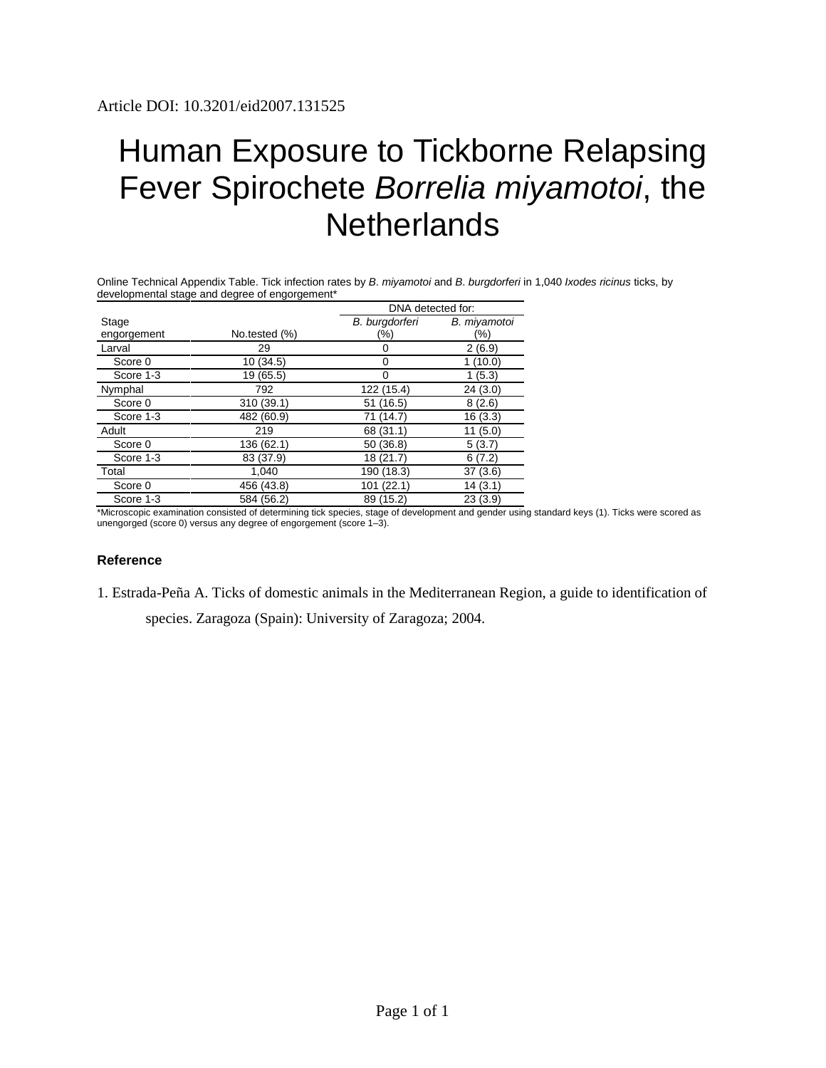Article DOI: 10.3201/eid2007.131525

# Human Exposure to Tickborne Relapsing Fever Spirochete *Borrelia miyamotoi*, the Netherlands

Online Technical Appendix Table. Tick infection rates by *B. miyamotoi* and *B. burgdorferi* in 1,040 *Ixodes ricinus* ticks, by developmental stage and degree of engorgement*

| Stage engorgement | No.tested (%) | DNA detected for: *B. burgdorferi* (%) | DNA detected for: *B. miyamotoi* (%) |
|---|---|---|---|
| Larval | 29 | 0 | 2 (6.9) |
| Score 0 | 10 (34.5) | 0 | 1 (10.0) |
| Score 1-3 | 19 (65.5) | 0 | 1 (5.3) |
| Nymphal | 792 | 122 (15.4) | 24 (3.0) |
| Score 0 | 310 (39.1) | 51 (16.5) | 8 (2.6) |
| Score 1-3 | 482 (60.9) | 71 (14.7) | 16 (3.3) |
| Adult | 219 | 68 (31.1) | 11 (5.0) |
| Score 0 | 136 (62.1) | 50 (36.8) | 5 (3.7) |
| Score 1-3 | 83 (37.9) | 18 (21.7) | 6 (7.2) |
| Total | 1,040 | 190 (18.3) | 37 (3.6) |
| Score 0 | 456 (43.8) | 101 (22.1) | 14 (3.1) |
| Score 1-3 | 584 (56.2) | 89 (15.2) | 23 (3.9) |

*Microscopic examination consisted of determining tick species, stage of development and gender using standard keys (1). Ticks were scored as unengorged (score 0) versus any degree of engorgement (score 1–3).

### Reference

1. Estrada-Peña A. Ticks of domestic animals in the Mediterranean Region, a guide to identification of species. Zaragoza (Spain): University of Zaragoza; 2004.